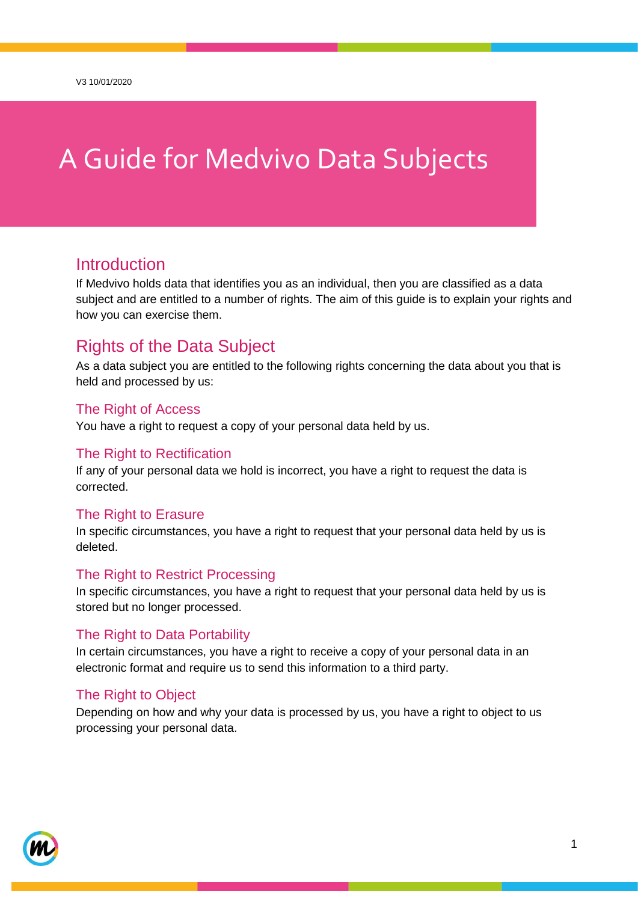V3 10/01/2020

# A Guide for Medvivo Data Subjects

## Introduction

If Medvivo holds data that identifies you as an individual, then you are classified as a data subject and are entitled to a number of rights. The aim of this guide is to explain your rights and how you can exercise them.

## Rights of the Data Subject

As a data subject you are entitled to the following rights concerning the data about you that is held and processed by us:

### The Right of Access

You have a right to request a copy of your personal data held by us.

### The Right to Rectification

If any of your personal data we hold is incorrect, you have a right to request the data is corrected.

### The Right to Erasure

In specific circumstances, you have a right to request that your personal data held by us is deleted.

### The Right to Restrict Processing

In specific circumstances, you have a right to request that your personal data held by us is stored but no longer processed.

### The Right to Data Portability

In certain circumstances, you have a right to receive a copy of your personal data in an electronic format and require us to send this information to a third party.

### The Right to Object

Depending on how and why your data is processed by us, you have a right to object to us processing your personal data.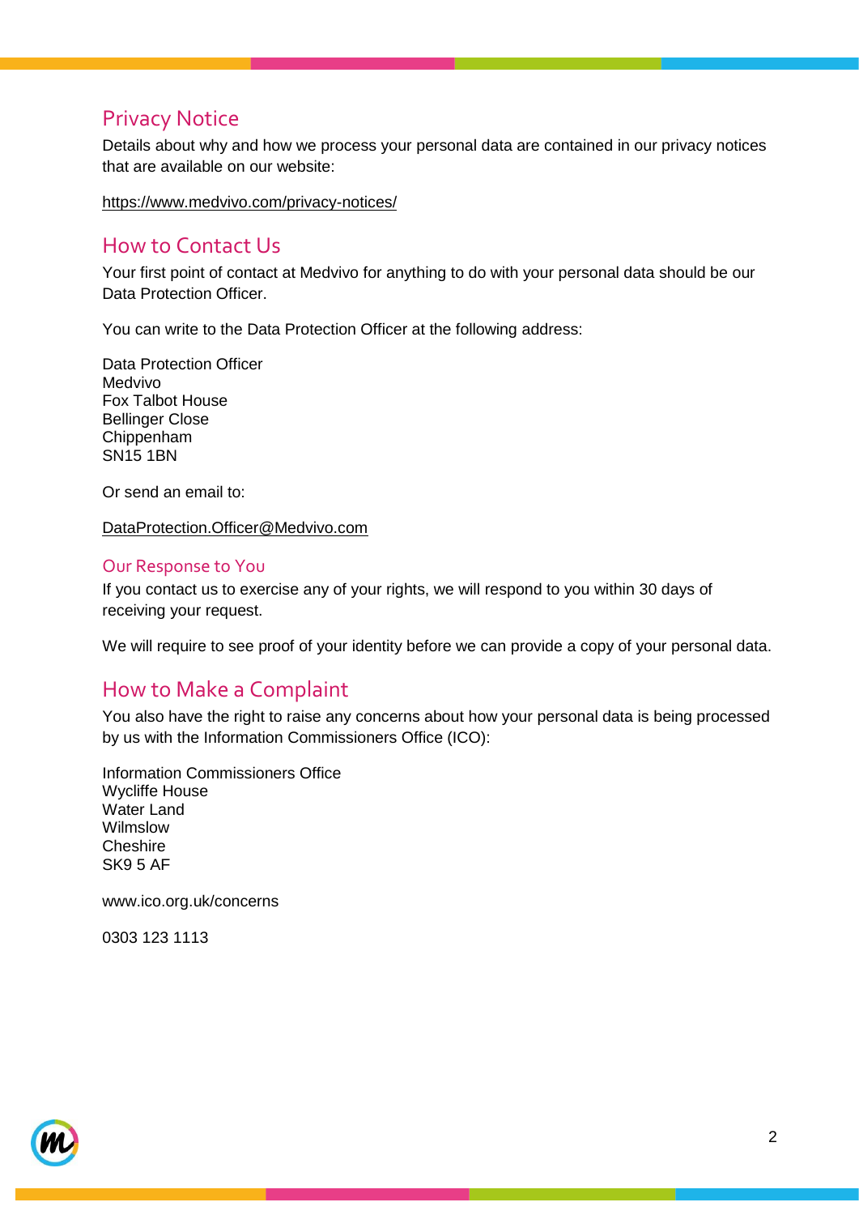## Privacy Notice

Details about why and how we process your personal data are contained in our privacy notices that are available on our website:

https://www.medvivo.com/privacy-notices/

## How to Contact Us

Your first point of contact at Medvivo for anything to do with your personal data should be our Data Protection Officer.

You can write to the Data Protection Officer at the following address:

Data Protection Officer
Medvivo
Fox Talbot House
Bellinger Close
Chippenham
SN15 1BN

Or send an email to:

DataProtection.Officer@Medvivo.com

### Our Response to You

If you contact us to exercise any of your rights, we will respond to you within 30 days of receiving your request.

We will require to see proof of your identity before we can provide a copy of your personal data.

## How to Make a Complaint

You also have the right to raise any concerns about how your personal data is being processed by us with the Information Commissioners Office (ICO):

Information Commissioners Office
Wycliffe House
Water Land
Wilmslow
Cheshire
SK9 5 AF

www.ico.org.uk/concerns

0303 123 1113